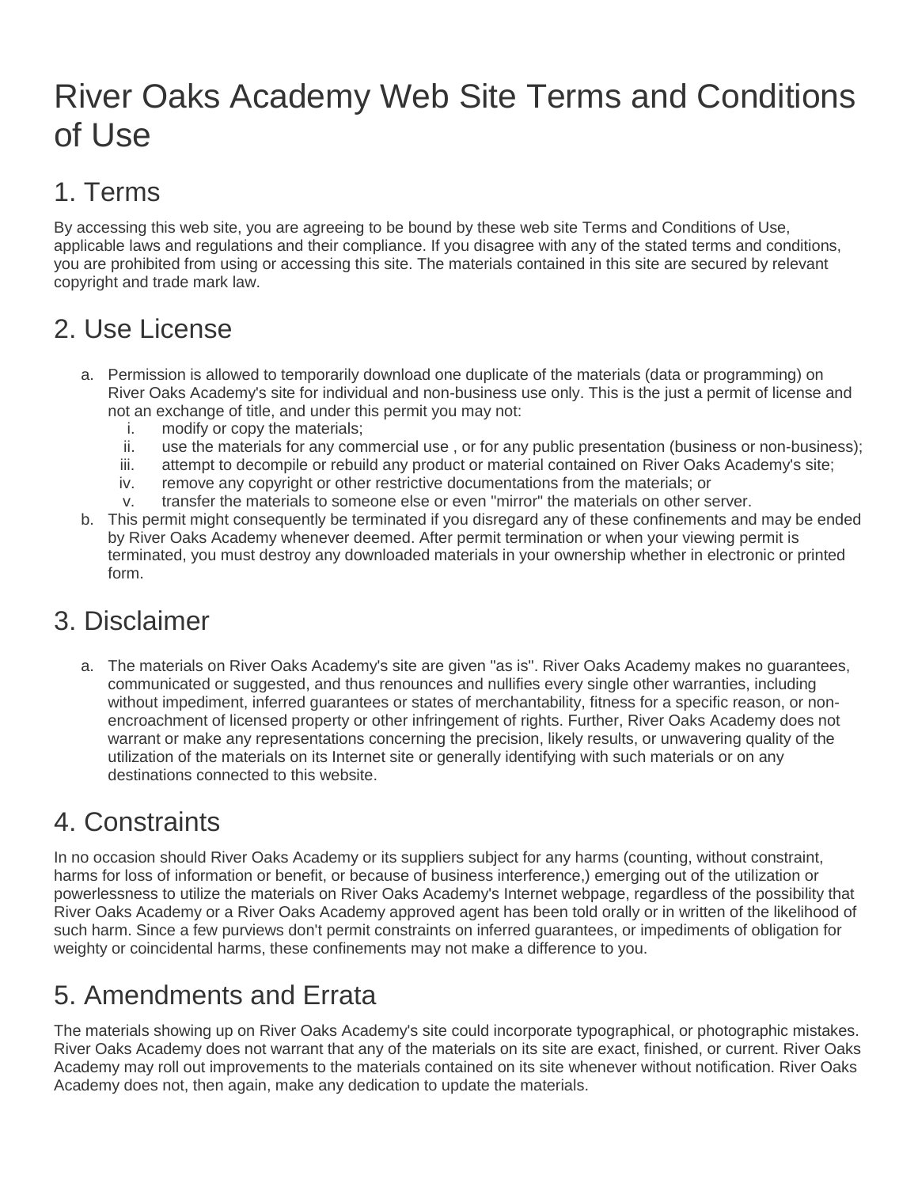# River Oaks Academy Web Site Terms and Conditions of Use

## 1. Terms

By accessing this web site, you are agreeing to be bound by these web site Terms and Conditions of Use, applicable laws and regulations and their compliance. If you disagree with any of the stated terms and conditions, you are prohibited from using or accessing this site. The materials contained in this site are secured by relevant copyright and trade mark law.

## 2. Use License

a. Permission is allowed to temporarily download one duplicate of the materials (data or programming) on River Oaks Academy's site for individual and non-business use only. This is the just a permit of license and not an exchange of title, and under this permit you may not:
   i. modify or copy the materials;
   ii. use the materials for any commercial use , or for any public presentation (business or non-business);
   iii. attempt to decompile or rebuild any product or material contained on River Oaks Academy's site;
   iv. remove any copyright or other restrictive documentations from the materials; or
   v. transfer the materials to someone else or even "mirror" the materials on other server.
b. This permit might consequently be terminated if you disregard any of these confinements and may be ended by River Oaks Academy whenever deemed. After permit termination or when your viewing permit is terminated, you must destroy any downloaded materials in your ownership whether in electronic or printed form.

## 3. Disclaimer

a. The materials on River Oaks Academy's site are given "as is". River Oaks Academy makes no guarantees, communicated or suggested, and thus renounces and nullifies every single other warranties, including without impediment, inferred guarantees or states of merchantability, fitness for a specific reason, or non-encroachment of licensed property or other infringement of rights. Further, River Oaks Academy does not warrant or make any representations concerning the precision, likely results, or unwavering quality of the utilization of the materials on its Internet site or generally identifying with such materials or on any destinations connected to this website.

## 4. Constraints

In no occasion should River Oaks Academy or its suppliers subject for any harms (counting, without constraint, harms for loss of information or benefit, or because of business interference,) emerging out of the utilization or powerlessness to utilize the materials on River Oaks Academy's Internet webpage, regardless of the possibility that River Oaks Academy or a River Oaks Academy approved agent has been told orally or in written of the likelihood of such harm. Since a few purviews don't permit constraints on inferred guarantees, or impediments of obligation for weighty or coincidental harms, these confinements may not make a difference to you.

## 5. Amendments and Errata

The materials showing up on River Oaks Academy's site could incorporate typographical, or photographic mistakes. River Oaks Academy does not warrant that any of the materials on its site are exact, finished, or current. River Oaks Academy may roll out improvements to the materials contained on its site whenever without notification. River Oaks Academy does not, then again, make any dedication to update the materials.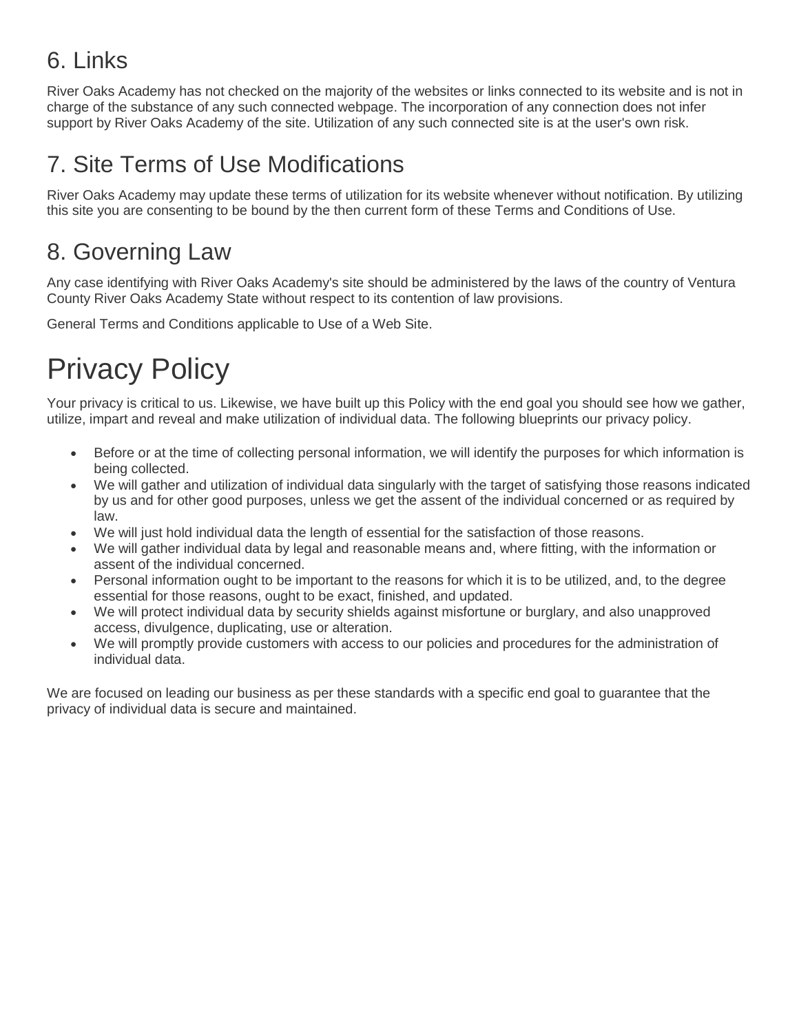## 6. Links

River Oaks Academy has not checked on the majority of the websites or links connected to its website and is not in charge of the substance of any such connected webpage. The incorporation of any connection does not infer support by River Oaks Academy of the site. Utilization of any such connected site is at the user's own risk.

## 7. Site Terms of Use Modifications

River Oaks Academy may update these terms of utilization for its website whenever without notification. By utilizing this site you are consenting to be bound by the then current form of these Terms and Conditions of Use.

## 8. Governing Law

Any case identifying with River Oaks Academy's site should be administered by the laws of the country of Ventura County River Oaks Academy State without respect to its contention of law provisions.

General Terms and Conditions applicable to Use of a Web Site.

# Privacy Policy

Your privacy is critical to us. Likewise, we have built up this Policy with the end goal you should see how we gather, utilize, impart and reveal and make utilization of individual data. The following blueprints our privacy policy.

- Before or at the time of collecting personal information, we will identify the purposes for which information is being collected.
- We will gather and utilization of individual data singularly with the target of satisfying those reasons indicated by us and for other good purposes, unless we get the assent of the individual concerned or as required by law.
- We will just hold individual data the length of essential for the satisfaction of those reasons.
- We will gather individual data by legal and reasonable means and, where fitting, with the information or assent of the individual concerned.
- Personal information ought to be important to the reasons for which it is to be utilized, and, to the degree essential for those reasons, ought to be exact, finished, and updated.
- We will protect individual data by security shields against misfortune or burglary, and also unapproved access, divulgence, duplicating, use or alteration.
- We will promptly provide customers with access to our policies and procedures for the administration of individual data.

We are focused on leading our business as per these standards with a specific end goal to guarantee that the privacy of individual data is secure and maintained.